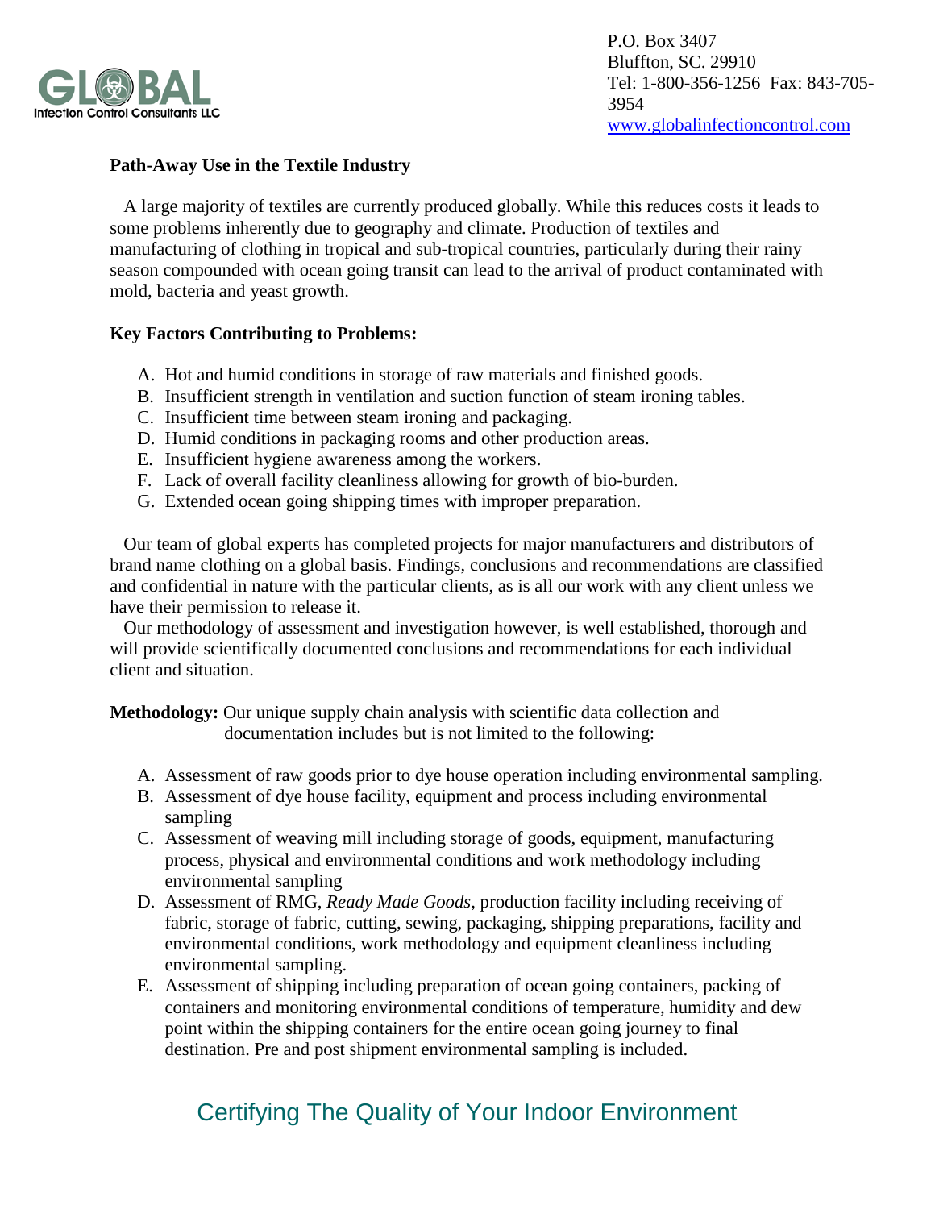GLOBAL
Infection Control Consultants LLC

P.O. Box 3407
Bluffton, SC. 29910
Tel: 1-800-356-1256 Fax: 843-705-3954
www.globalinfectioncontrol.com

**Path-Away Use in the Textile Industry**

A large majority of textiles are currently produced globally. While this reduces costs it leads to some problems inherently due to geography and climate. Production of textiles and manufacturing of clothing in tropical and sub-tropical countries, particularly during their rainy season compounded with ocean going transit can lead to the arrival of product contaminated with mold, bacteria and yeast growth.

**Key Factors Contributing to Problems:**

A. Hot and humid conditions in storage of raw materials and finished goods.
B. Insufficient strength in ventilation and suction function of steam ironing tables.
C. Insufficient time between steam ironing and packaging.
D. Humid conditions in packaging rooms and other production areas.
E. Insufficient hygiene awareness among the workers.
F. Lack of overall facility cleanliness allowing for growth of bio-burden.
G. Extended ocean going shipping times with improper preparation.

Our team of global experts has completed projects for major manufacturers and distributors of brand name clothing on a global basis. Findings, conclusions and recommendations are classified and confidential in nature with the particular clients, as is all our work with any client unless we have their permission to release it.

Our methodology of assessment and investigation however, is well established, thorough and will provide scientifically documented conclusions and recommendations for each individual client and situation.

**Methodology:** Our unique supply chain analysis with scientific data collection and documentation includes but is not limited to the following:

A. Assessment of raw goods prior to dye house operation including environmental sampling.
B. Assessment of dye house facility, equipment and process including environmental sampling
C. Assessment of weaving mill including storage of goods, equipment, manufacturing process, physical and environmental conditions and work methodology including environmental sampling
D. Assessment of RMG, *Ready Made Goods*, production facility including receiving of fabric, storage of fabric, cutting, sewing, packaging, shipping preparations, facility and environmental conditions, work methodology and equipment cleanliness including environmental sampling.
E. Assessment of shipping including preparation of ocean going containers, packing of containers and monitoring environmental conditions of temperature, humidity and dew point within the shipping containers for the entire ocean going journey to final destination. Pre and post shipment environmental sampling is included.

Certifying The Quality of Your Indoor Environment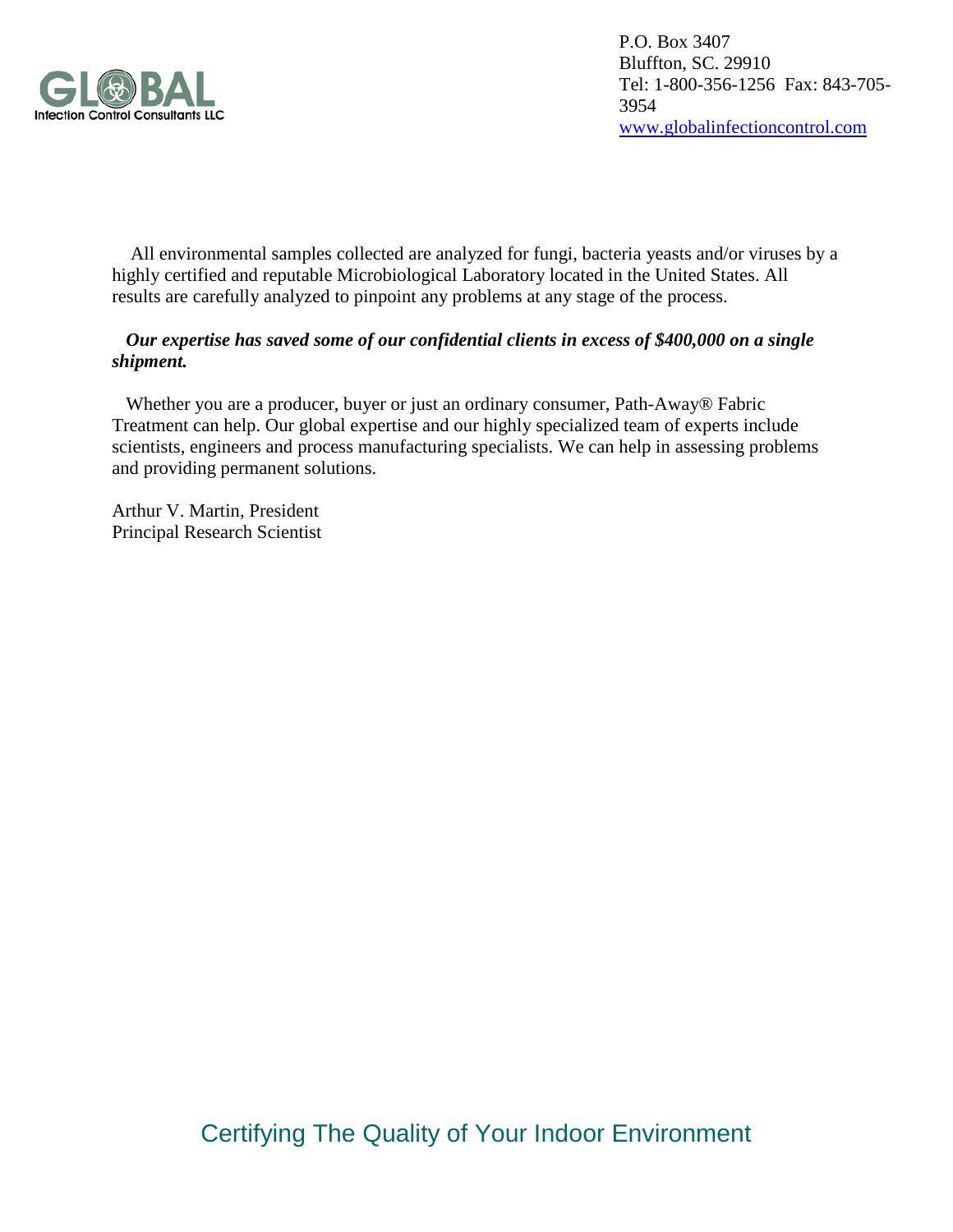GLOBAL
Infection Control Consultants LLC

P.O. Box 3407
Bluffton, SC. 29910
Tel: 1-800-356-1256 Fax: 843-705-3954
www.globalinfectioncontrol.com

All environmental samples collected are analyzed for fungi, bacteria yeasts and/or viruses by a highly certified and reputable Microbiological Laboratory located in the United States. All results are carefully analyzed to pinpoint any problems at any stage of the process.

***Our expertise has saved some of our confidential clients in excess of $400,000 on a single shipment.***

Whether you are a producer, buyer or just an ordinary consumer, Path-Away® Fabric Treatment can help. Our global expertise and our highly specialized team of experts include scientists, engineers and process manufacturing specialists. We can help in assessing problems and providing permanent solutions.

Arthur V. Martin, President
Principal Research Scientist

Certifying The Quality of Your Indoor Environment